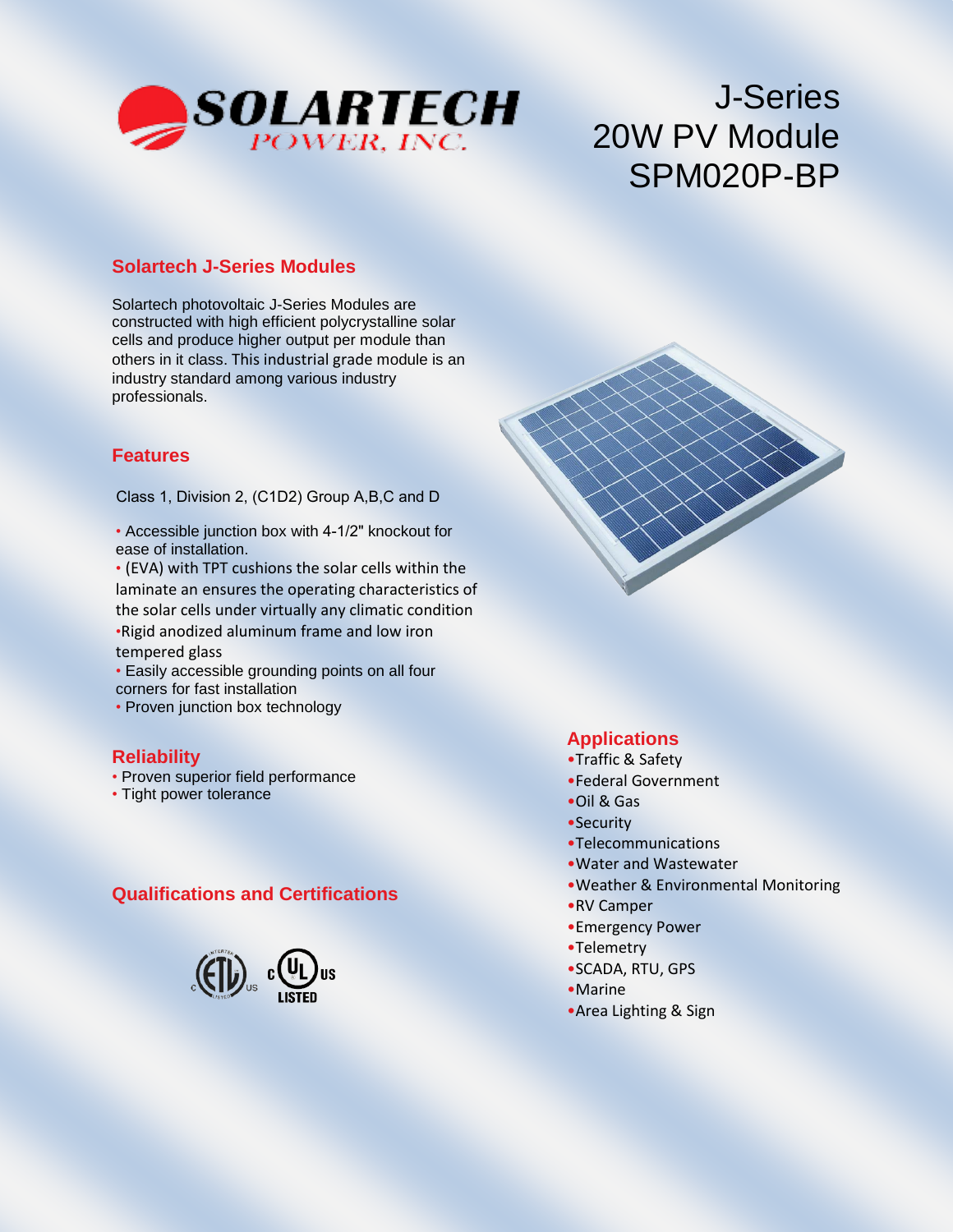SOLARTECH POWER, INC.

# J-Series 20W PV Module SPM020P-BP

## Solartech J-Series Modules

Solartech photovoltaic J-Series Modules are constructed with high efficient polycrystalline solar cells and produce higher output per module than others in it class. This industrial grade module is an industry standard among various industry professionals.

## Features

Class 1, Division 2, (C1D2) Group A,B,C and D

- Accessible junction box with 4-1/2" knockout for ease of installation.
- (EVA) with TPT cushions the solar cells within the laminate an ensures the operating characteristics of the solar cells under virtually any climatic condition
- Rigid anodized aluminum frame and low iron tempered glass
- Easily accessible grounding points on all four corners for fast installation
- Proven junction box technology

## Reliability

- Proven superior field performance
- Tight power tolerance

## Qualifications and Certifications

ETL Listed c US, c UL US LISTED

## Applications

- Traffic & Safety
- Federal Government
- Oil & Gas
- Security
- Telecommunications
- Water and Wastewater
- Weather & Environmental Monitoring
- RV Camper
- Emergency Power
- Telemetry
- SCADA, RTU, GPS
- Marine
- Area Lighting & Sign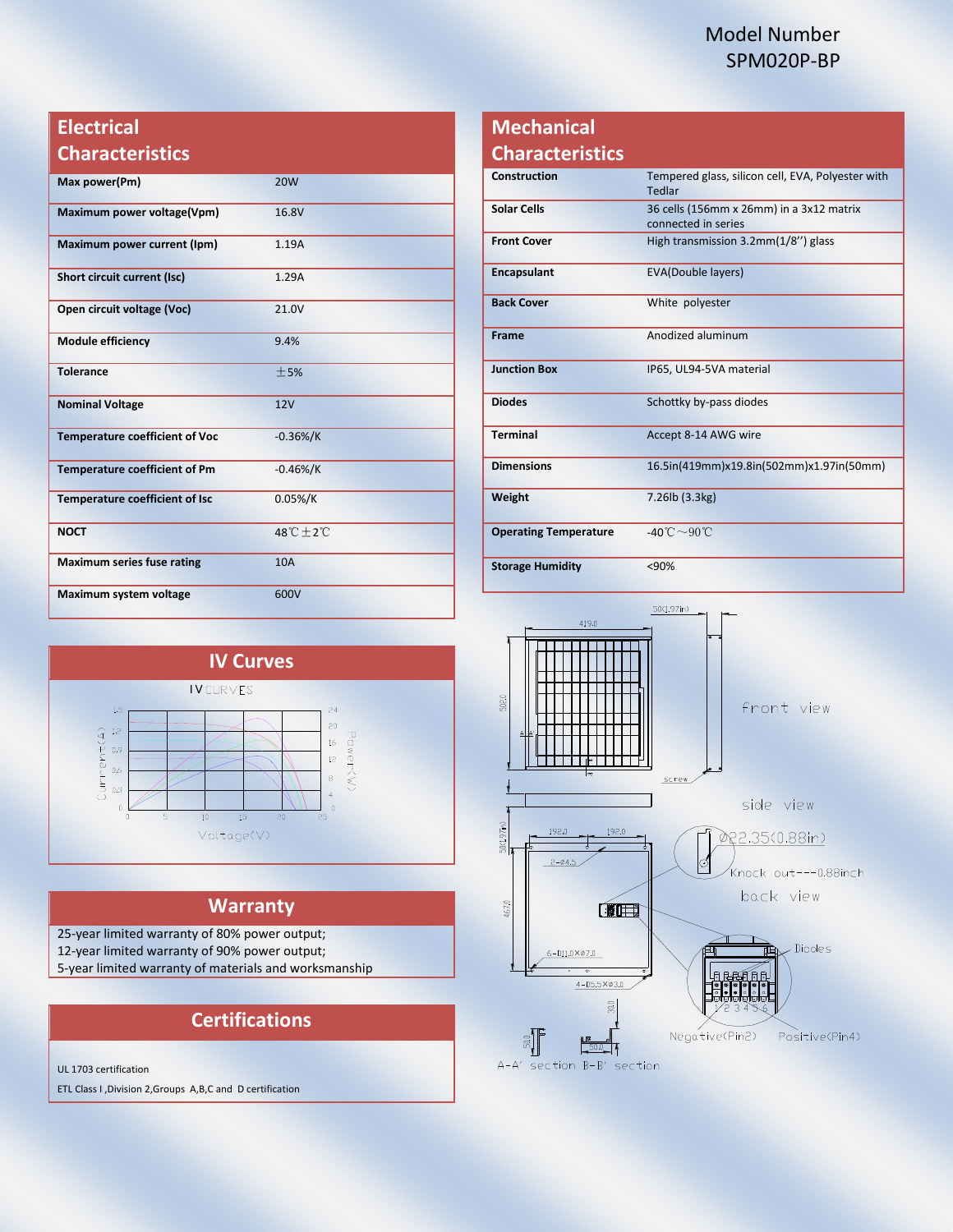Model Number
SPM020P-BP

## Electrical Characteristics

| | |
|---|---|
| **Max power(Pm)** | 20W |
| **Maximum power voltage(Vpm)** | 16.8V |
| **Maximum power current (Ipm)** | 1.19A |
| **Short circuit current (Isc)** | 1.29A |
| **Open circuit voltage (Voc)** | 21.0V |
| **Module efficiency** | 9.4% |
| **Tolerance** | ±5% |
| **Nominal Voltage** | 12V |
| **Temperature coefficient of Voc** | -0.36%/K |
| **Temperature coefficient of Pm** | -0.46%/K |
| **Temperature coefficient of Isc** | 0.05%/K |
| **NOCT** | 48℃±2℃ |
| **Maximum series fuse rating** | 10A |
| **Maximum system voltage** | 600V |

## Mechanical Characteristics

| | |
|---|---|
| **Construction** | Tempered glass, silicon cell, EVA, Polyester with Tedlar |
| **Solar Cells** | 36 cells (156mm x 26mm) in a 3x12 matrix connected in series |
| **Front Cover** | High transmission 3.2mm(1/8'') glass |
| **Encapsulant** | EVA(Double layers) |
| **Back Cover** | White polyester |
| **Frame** | Anodized aluminum |
| **Junction Box** | IP65, UL94-5VA material |
| **Diodes** | Schottky by-pass diodes |
| **Terminal** | Accept 8-14 AWG wire |
| **Dimensions** | 16.5in(419mm)x19.8in(502mm)x1.97in(50mm) |
| **Weight** | 7.26lb (3.3kg) |
| **Operating Temperature** | -40℃～90℃ |
| **Storage Humidity** | <90% |

## IV Curves

IV CURVES

Current(A)

Power(W)

Voltage(V)

0 5 10 15 20 25

0 0.3 0.6 0.9 1.2 1.5

0 4 8 12 16 20 24

50(1.97in)

419.0

502.0

front view

screw

side view

192.0 192.0

50(1.97in)

2-Ø4.5

Ø22.35(0.88in)

Knock out---0.88inch

back view

467.0

6-D11.0×Ø7.0

4-D5.5×Ø3.0

Diodes

1 2 3 4 5 6

Negative(Pin2) Positive(Pin4)

A-A' section B-B' section

## Warranty

25-year limited warranty of 80% power output;
12-year limited warranty of 90% power output;
5-year limited warranty of materials and workmanship

## Certifications

UL 1703 certification

ETL Class I ,Division 2,Groups A,B,C and D certification